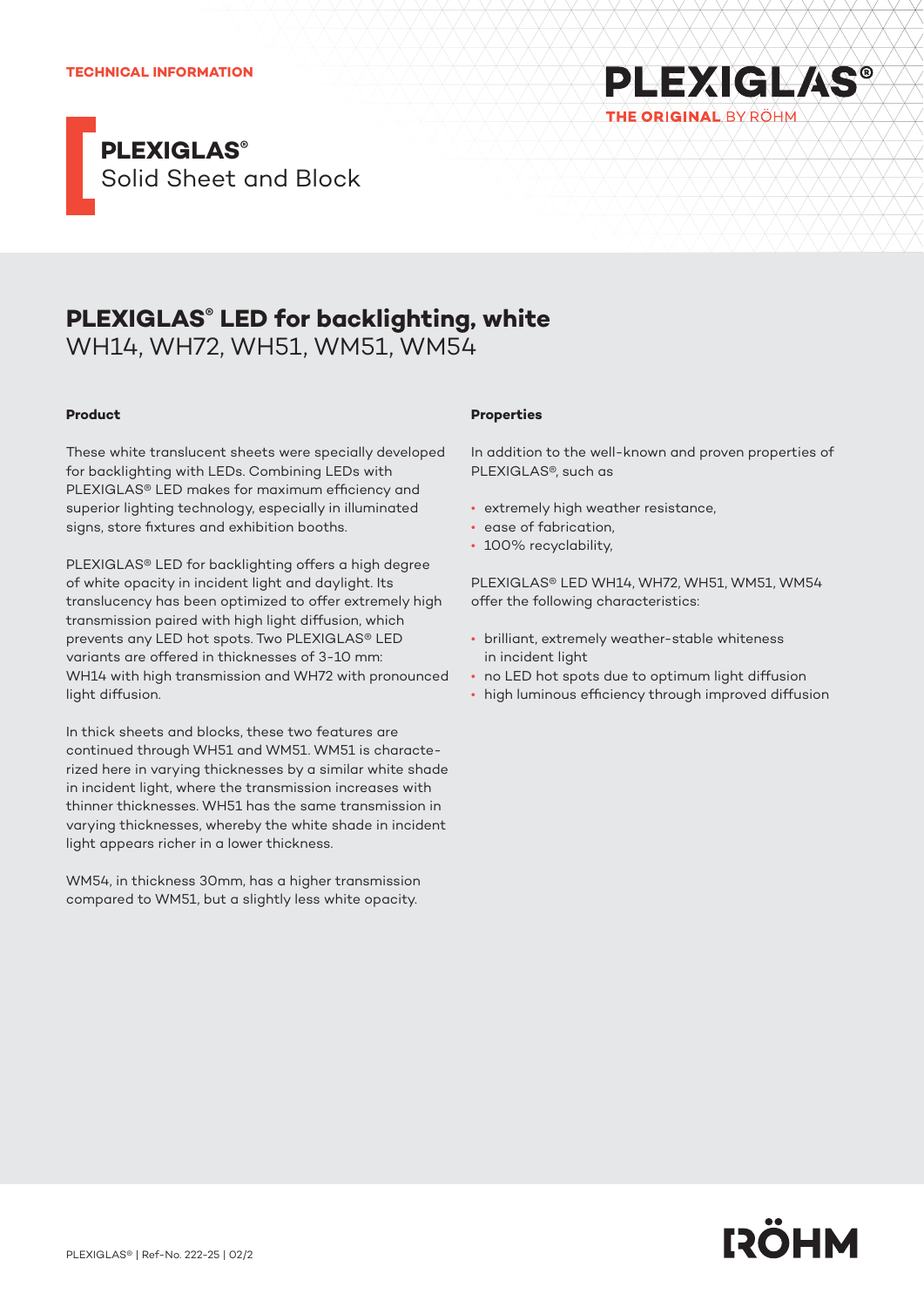TECHNICAL INFORMATION

# PLEXIGLAS®
Solid Sheet and Block

## PLEXIGLAS® LED for backlighting, white
WH14, WH72, WH51, WM51, WM54

### Product

These white translucent sheets were specially developed for backlighting with LEDs. Combining LEDs with PLEXIGLAS® LED makes for maximum efficiency and superior lighting technology, especially in illuminated signs, store fixtures and exhibition booths.

PLEXIGLAS® LED for backlighting offers a high degree of white opacity in incident light and daylight. Its translucency has been optimized to offer extremely high transmission paired with high light diffusion, which prevents any LED hot spots. Two PLEXIGLAS® LED variants are offered in thicknesses of 3-10 mm: WH14 with high transmission and WH72 with pronounced light diffusion.

In thick sheets and blocks, these two features are continued through WH51 and WM51. WM51 is characterized here in varying thicknesses by a similar white shade in incident light, where the transmission increases with thinner thicknesses. WH51 has the same transmission in varying thicknesses, whereby the white shade in incident light appears richer in a lower thickness.

WM54, in thickness 30mm, has a higher transmission compared to WM51, but a slightly less white opacity.

### Properties

In addition to the well-known and proven properties of PLEXIGLAS®, such as

- extremely high weather resistance,
- ease of fabrication,
- 100% recyclability,

PLEXIGLAS® LED WH14, WH72, WH51, WM51, WM54 offer the following characteristics:

- brilliant, extremely weather-stable whiteness in incident light
- no LED hot spots due to optimum light diffusion
- high luminous efficiency through improved diffusion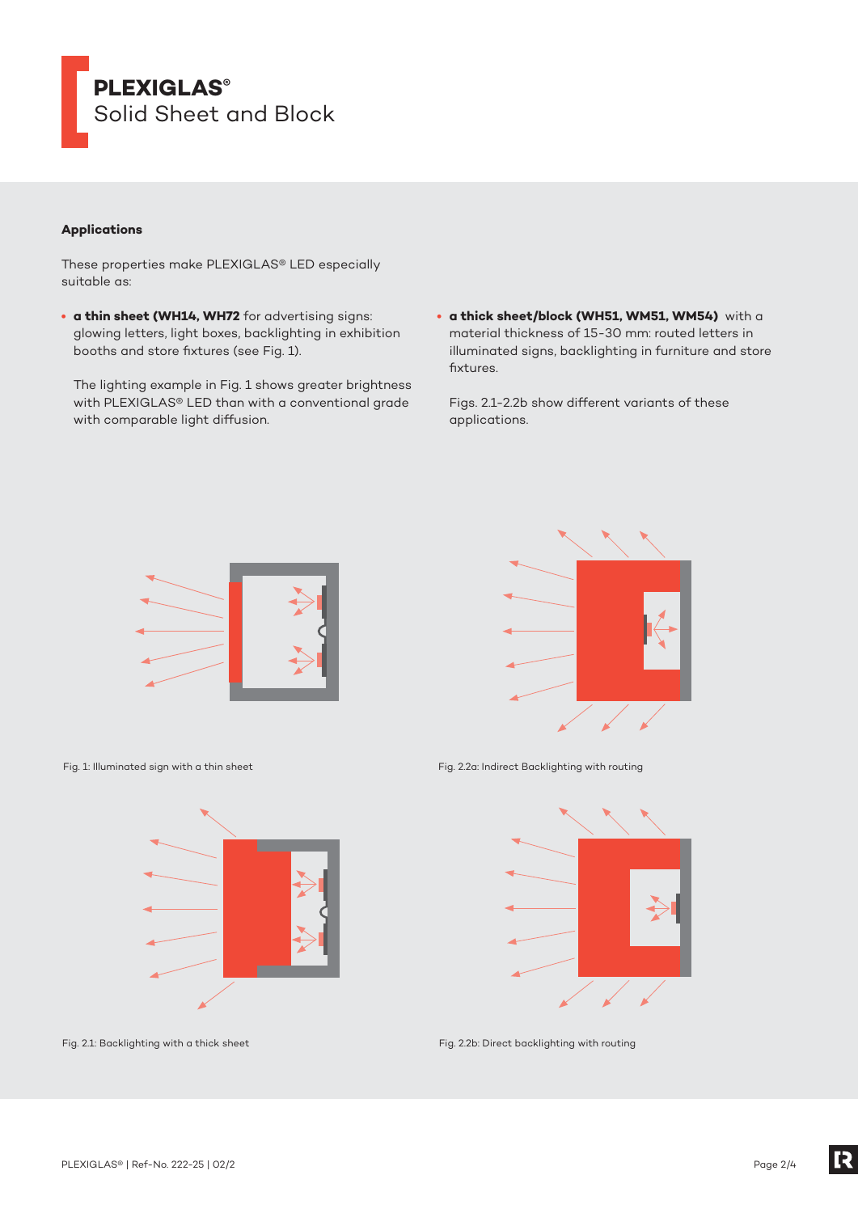**Applications**

These properties make PLEXIGLAS® LED especially suitable as:

- **a thin sheet (WH14, WH72** for advertising signs: glowing letters, light boxes, backlighting in exhibition booths and store fixtures (see Fig. 1).

  The lighting example in Fig. 1 shows greater brightness with PLEXIGLAS® LED than with a conventional grade with comparable light diffusion.

- **a thick sheet/block (WH51, WM51, WM54)** with a material thickness of 15-30 mm: routed letters in illuminated signs, backlighting in furniture and store fixtures.

  Figs. 2.1-2.2b show different variants of these applications.

Fig. 1: Illuminated sign with a thin sheet

Fig. 2.2a: Indirect Backlighting with routing

Fig. 2.1: Backlighting with a thick sheet

Fig. 2.2b: Direct backlighting with routing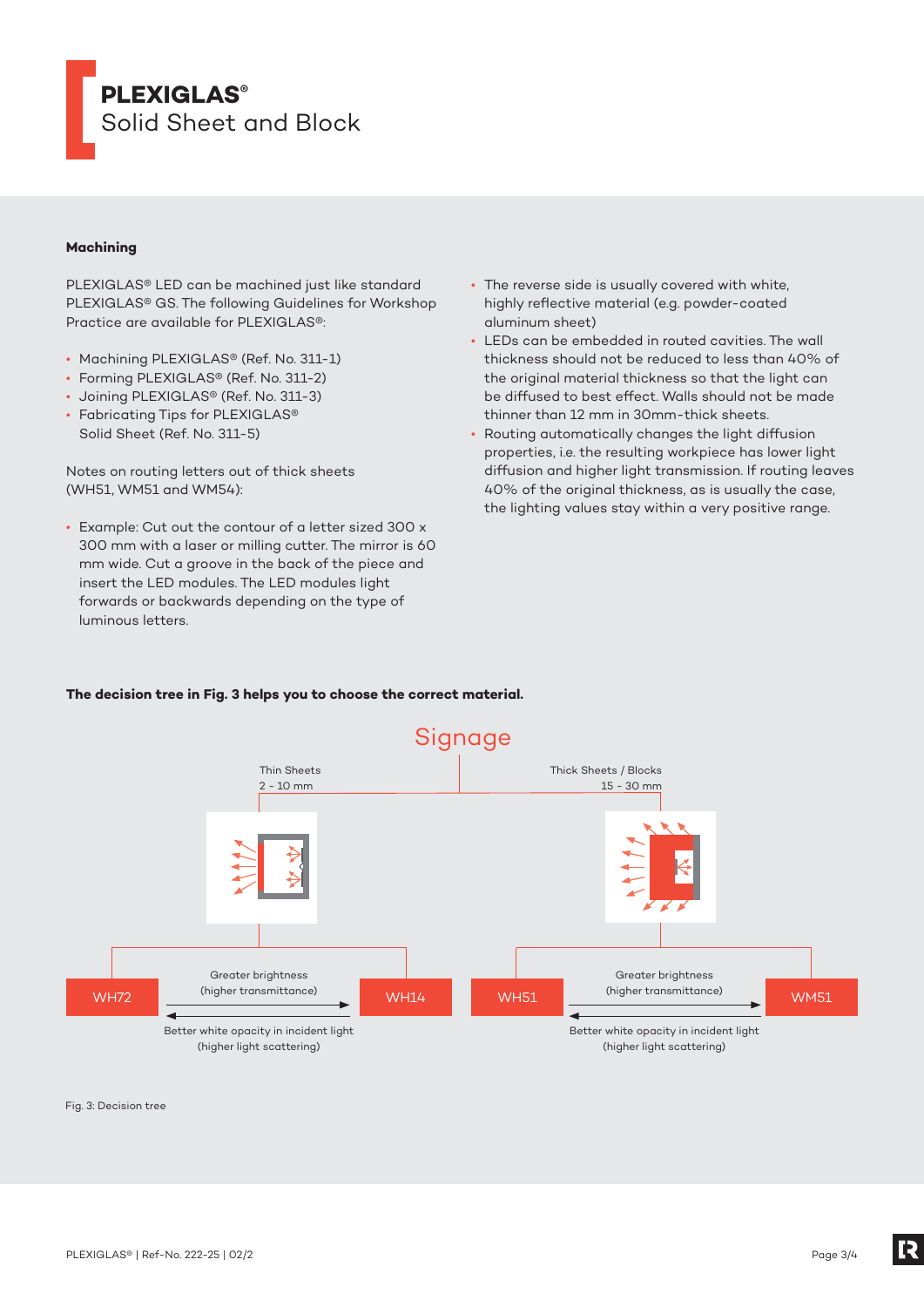# PLEXIGLAS®
Solid Sheet and Block

### Machining

PLEXIGLAS® LED can be machined just like standard PLEXIGLAS® GS. The following Guidelines for Workshop Practice are available for PLEXIGLAS®:

- Machining PLEXIGLAS® (Ref. No. 311-1)
- Forming PLEXIGLAS® (Ref. No. 311-2)
- Joining PLEXIGLAS® (Ref. No. 311-3)
- Fabricating Tips for PLEXIGLAS® Solid Sheet (Ref. No. 311-5)

Notes on routing letters out of thick sheets (WH51, WM51 and WM54):

- Example: Cut out the contour of a letter sized 300 x 300 mm with a laser or milling cutter. The mirror is 60 mm wide. Cut a groove in the back of the piece and insert the LED modules. The LED modules light forwards or backwards depending on the type of luminous letters.
- The reverse side is usually covered with white, highly reflective material (e.g. powder-coated aluminum sheet)
- LEDs can be embedded in routed cavities. The wall thickness should not be reduced to less than 40% of the original material thickness so that the light can be diffused to best effect. Walls should not be made thinner than 12 mm in 30mm-thick sheets.
- Routing automatically changes the light diffusion properties, i.e. the resulting workpiece has lower light diffusion and higher light transmission. If routing leaves 40% of the original thickness, as is usually the case, the lighting values stay within a very positive range.

**The decision tree in Fig. 3 helps you to choose the correct material.**

Signage

- Thin Sheets 2 - 10 mm
  - WH72 ← → WH14
  - Greater brightness (higher transmittance) →
  - ← Better white opacity in incident light (higher light scattering)
- Thick Sheets / Blocks 15 - 30 mm
  - WH51 ← → WM51
  - Greater brightness (higher transmittance) →
  - ← Better white opacity in incident light (higher light scattering)

Fig. 3: Decision tree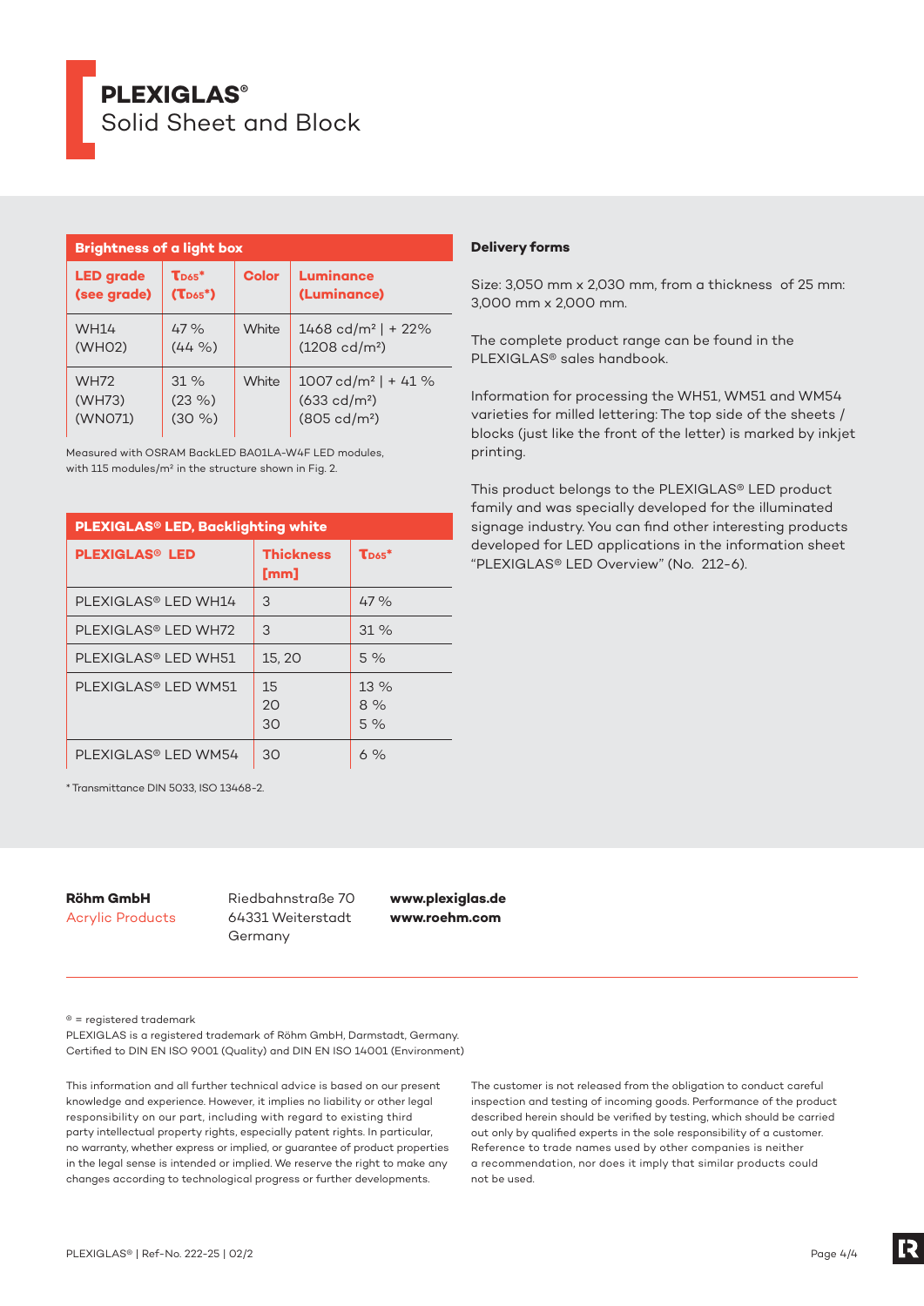# PLEXIGLAS®
Solid Sheet and Block

| Brightness of a light box | | | |
|---|---|---|---|
| LED grade (see grade) | $\tau_{D65}$* ($\tau_{D65}$*) | Color | Luminance (Luminance) |
| WH14 (WH02) | 47 % (44 %) | White | 1468 cd/m² \| + 22% (1208 cd/m²) |
| WH72 (WH73) (WN071) | 31 % (23 %) (30 %) | White | 1007 cd/m² \| + 41 % (633 cd/m²) (805 cd/m²) |

Measured with OSRAM BackLED BA01LA-W4F LED modules, with 115 modules/m² in the structure shown in Fig. 2.

| PLEXIGLAS® LED, Backlighting white | | |
|---|---|---|
| PLEXIGLAS® LED | Thickness [mm] | $\tau_{D65}$* |
| PLEXIGLAS® LED WH14 | 3 | 47 % |
| PLEXIGLAS® LED WH72 | 3 | 31 % |
| PLEXIGLAS® LED WH51 | 15, 20 | 5 % |
| PLEXIGLAS® LED WM51 | 15<br>20<br>30 | 13 %<br>8 %<br>5 % |
| PLEXIGLAS® LED WM54 | 30 | 6 % |

\* Transmittance DIN 5033, ISO 13468-2.

**Delivery forms**

Size: 3,050 mm x 2,030 mm, from a thickness of 25 mm: 3,000 mm x 2,000 mm.

The complete product range can be found in the PLEXIGLAS® sales handbook.

Information for processing the WH51, WM51 and WM54 varieties for milled lettering: The top side of the sheets / blocks (just like the front of the letter) is marked by inkjet printing.

This product belongs to the PLEXIGLAS® LED product family and was specially developed for the illuminated signage industry. You can find other interesting products developed for LED applications in the information sheet "PLEXIGLAS® LED Overview" (No. 212-6).

**Röhm GmbH**
Acrylic Products

Riedbahnstraße 70
64331 Weiterstadt
Germany

**www.plexiglas.de**
**www.roehm.com**

® = registered trademark
PLEXIGLAS is a registered trademark of Röhm GmbH, Darmstadt, Germany.
Certified to DIN EN ISO 9001 (Quality) and DIN EN ISO 14001 (Environment)

This information and all further technical advice is based on our present knowledge and experience. However, it implies no liability or other legal responsibility on our part, including with regard to existing third party intellectual property rights, especially patent rights. In particular, no warranty, whether express or implied, or guarantee of product properties in the legal sense is intended or implied. We reserve the right to make any changes according to technological progress or further developments.

The customer is not released from the obligation to conduct careful inspection and testing of incoming goods. Performance of the product described herein should be verified by testing, which should be carried out only by qualified experts in the sole responsibility of a customer. Reference to trade names used by other companies is neither a recommendation, nor does it imply that similar products could not be used.

PLEXIGLAS® | Ref-No. 222-25 | 02/2